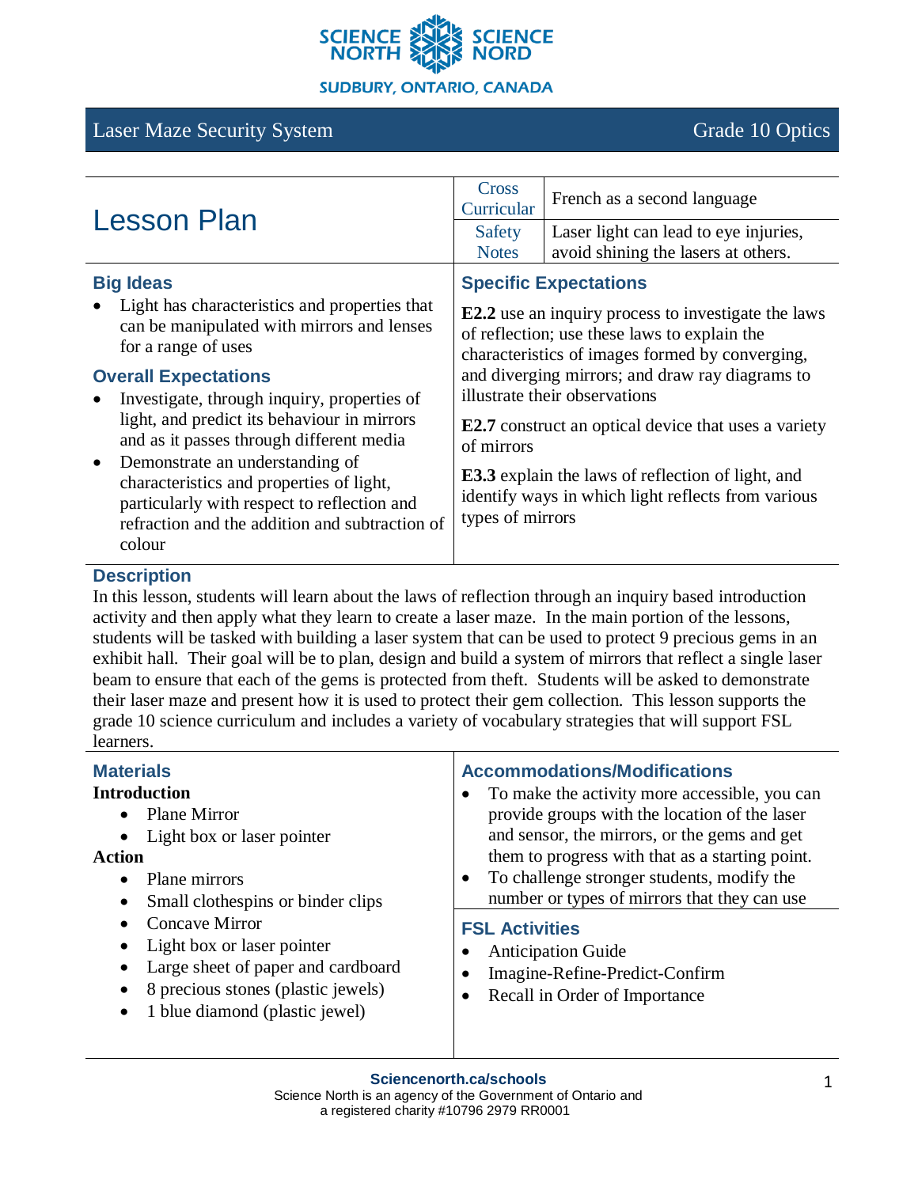SCIENCE NORTH | SCIENCE NORD

SUDBURY, ONTARIO, CANADA

Laser Maze Security System — Grade 10 Optics

# Lesson Plan

| | |
|---|---|
| Cross Curricular | French as a second language |
| Safety Notes | Laser light can lead to eye injuries, avoid shining the lasers at others. |

## Big Ideas

- Light has characteristics and properties that can be manipulated with mirrors and lenses for a range of uses

## Overall Expectations

- Investigate, through inquiry, properties of light, and predict its behaviour in mirrors and as it passes through different media
- Demonstrate an understanding of characteristics and properties of light, particularly with respect to reflection and refraction and the addition and subtraction of colour

## Specific Expectations

**E2.2** use an inquiry process to investigate the laws of reflection; use these laws to explain the characteristics of images formed by converging, and diverging mirrors; and draw ray diagrams to illustrate their observations

**E2.7** construct an optical device that uses a variety of mirrors

**E3.3** explain the laws of reflection of light, and identify ways in which light reflects from various types of mirrors

## Description

In this lesson, students will learn about the laws of reflection through an inquiry based introduction activity and then apply what they learn to create a laser maze. In the main portion of the lessons, students will be tasked with building a laser system that can be used to protect 9 precious gems in an exhibit hall. Their goal will be to plan, design and build a system of mirrors that reflect a single laser beam to ensure that each of the gems is protected from theft. Students will be asked to demonstrate their laser maze and present how it is used to protect their gem collection. This lesson supports the grade 10 science curriculum and includes a variety of vocabulary strategies that will support FSL learners.

## Materials

**Introduction**

- Plane Mirror
- Light box or laser pointer

**Action**

- Plane mirrors
- Small clothespins or binder clips
- Concave Mirror
- Light box or laser pointer
- Large sheet of paper and cardboard
- 8 precious stones (plastic jewels)
- 1 blue diamond (plastic jewel)

## Accommodations/Modifications

- To make the activity more accessible, you can provide groups with the location of the laser and sensor, the mirrors, or the gems and get them to progress with that as a starting point.
- To challenge stronger students, modify the number or types of mirrors that they can use

## FSL Activities

- Anticipation Guide
- Imagine-Refine-Predict-Confirm
- Recall in Order of Importance

**Sciencenorth.ca/schools**
Science North is an agency of the Government of Ontario and a registered charity #10796 2979 RR0001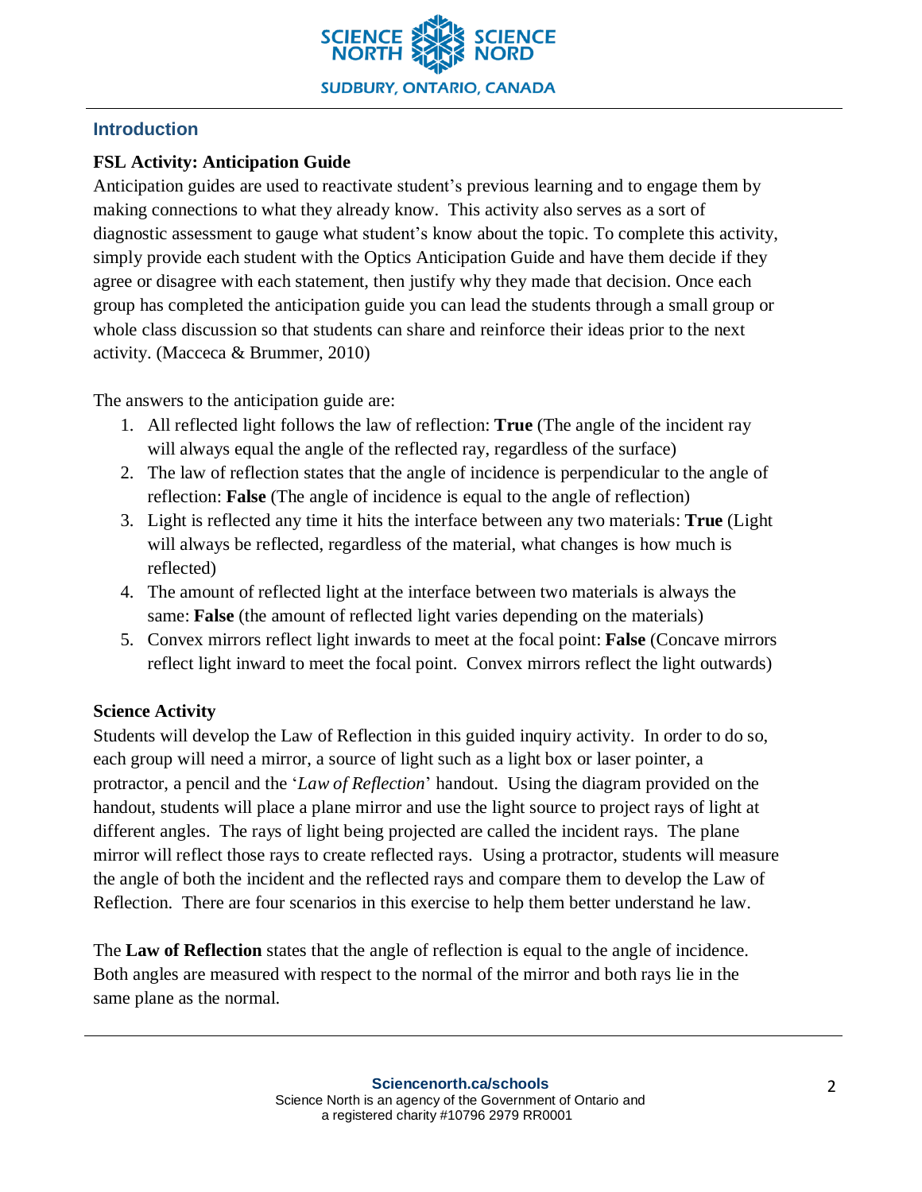## Introduction

**FSL Activity: Anticipation Guide**

Anticipation guides are used to reactivate student's previous learning and to engage them by making connections to what they already know. This activity also serves as a sort of diagnostic assessment to gauge what student's know about the topic. To complete this activity, simply provide each student with the Optics Anticipation Guide and have them decide if they agree or disagree with each statement, then justify why they made that decision. Once each group has completed the anticipation guide you can lead the students through a small group or whole class discussion so that students can share and reinforce their ideas prior to the next activity. (Macceca & Brummer, 2010)

The answers to the anticipation guide are:

1. All reflected light follows the law of reflection: **True** (The angle of the incident ray will always equal the angle of the reflected ray, regardless of the surface)
2. The law of reflection states that the angle of incidence is perpendicular to the angle of reflection: **False** (The angle of incidence is equal to the angle of reflection)
3. Light is reflected any time it hits the interface between any two materials: **True** (Light will always be reflected, regardless of the material, what changes is how much is reflected)
4. The amount of reflected light at the interface between two materials is always the same: **False** (the amount of reflected light varies depending on the materials)
5. Convex mirrors reflect light inwards to meet at the focal point: **False** (Concave mirrors reflect light inward to meet the focal point. Convex mirrors reflect the light outwards)

**Science Activity**

Students will develop the Law of Reflection in this guided inquiry activity. In order to do so, each group will need a mirror, a source of light such as a light box or laser pointer, a protractor, a pencil and the '*Law of Reflection*' handout. Using the diagram provided on the handout, students will place a plane mirror and use the light source to project rays of light at different angles. The rays of light being projected are called the incident rays. The plane mirror will reflect those rays to create reflected rays. Using a protractor, students will measure the angle of both the incident and the reflected rays and compare them to develop the Law of Reflection. There are four scenarios in this exercise to help them better understand he law.

The **Law of Reflection** states that the angle of reflection is equal to the angle of incidence. Both angles are measured with respect to the normal of the mirror and both rays lie in the same plane as the normal.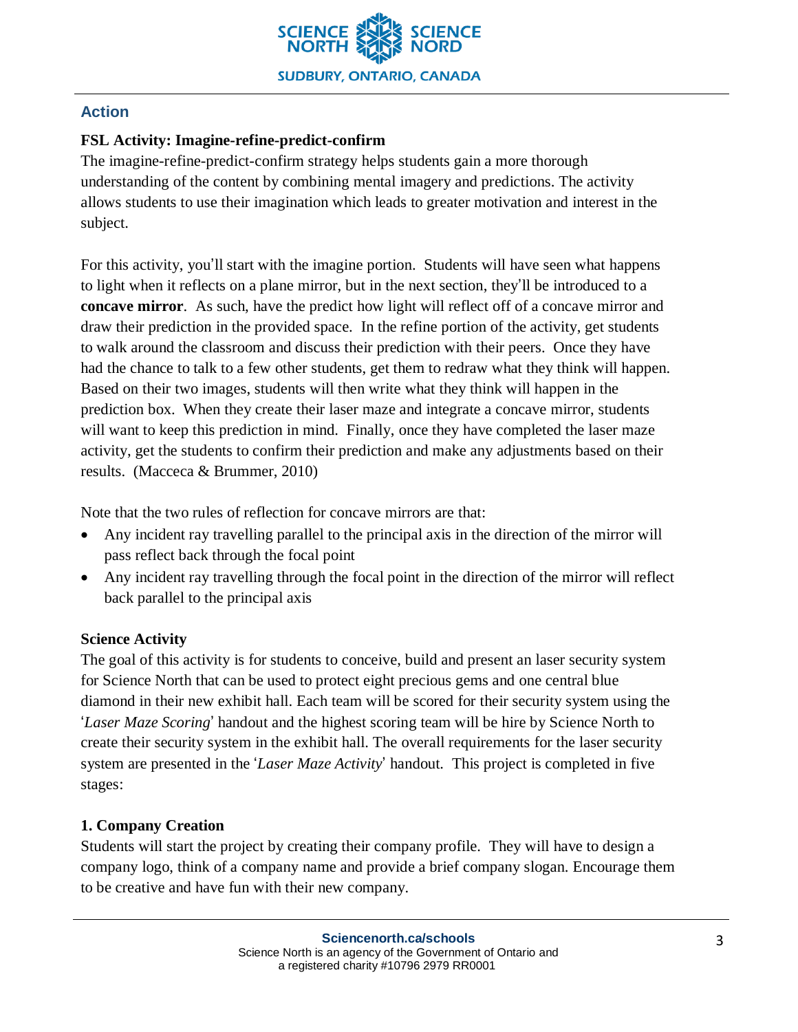## Action

**FSL Activity: Imagine-refine-predict-confirm**

The imagine-refine-predict-confirm strategy helps students gain a more thorough understanding of the content by combining mental imagery and predictions. The activity allows students to use their imagination which leads to greater motivation and interest in the subject.

For this activity, you'll start with the imagine portion. Students will have seen what happens to light when it reflects on a plane mirror, but in the next section, they'll be introduced to a **concave mirror**. As such, have the predict how light will reflect off of a concave mirror and draw their prediction in the provided space. In the refine portion of the activity, get students to walk around the classroom and discuss their prediction with their peers. Once they have had the chance to talk to a few other students, get them to redraw what they think will happen. Based on their two images, students will then write what they think will happen in the prediction box. When they create their laser maze and integrate a concave mirror, students will want to keep this prediction in mind. Finally, once they have completed the laser maze activity, get the students to confirm their prediction and make any adjustments based on their results. (Macceca & Brummer, 2010)

Note that the two rules of reflection for concave mirrors are that:

- Any incident ray travelling parallel to the principal axis in the direction of the mirror will pass reflect back through the focal point
- Any incident ray travelling through the focal point in the direction of the mirror will reflect back parallel to the principal axis

**Science Activity**

The goal of this activity is for students to conceive, build and present an laser security system for Science North that can be used to protect eight precious gems and one central blue diamond in their new exhibit hall. Each team will be scored for their security system using the '*Laser Maze Scoring*' handout and the highest scoring team will be hire by Science North to create their security system in the exhibit hall. The overall requirements for the laser security system are presented in the '*Laser Maze Activity*' handout. This project is completed in five stages:

**1. Company Creation**

Students will start the project by creating their company profile. They will have to design a company logo, think of a company name and provide a brief company slogan. Encourage them to be creative and have fun with their new company.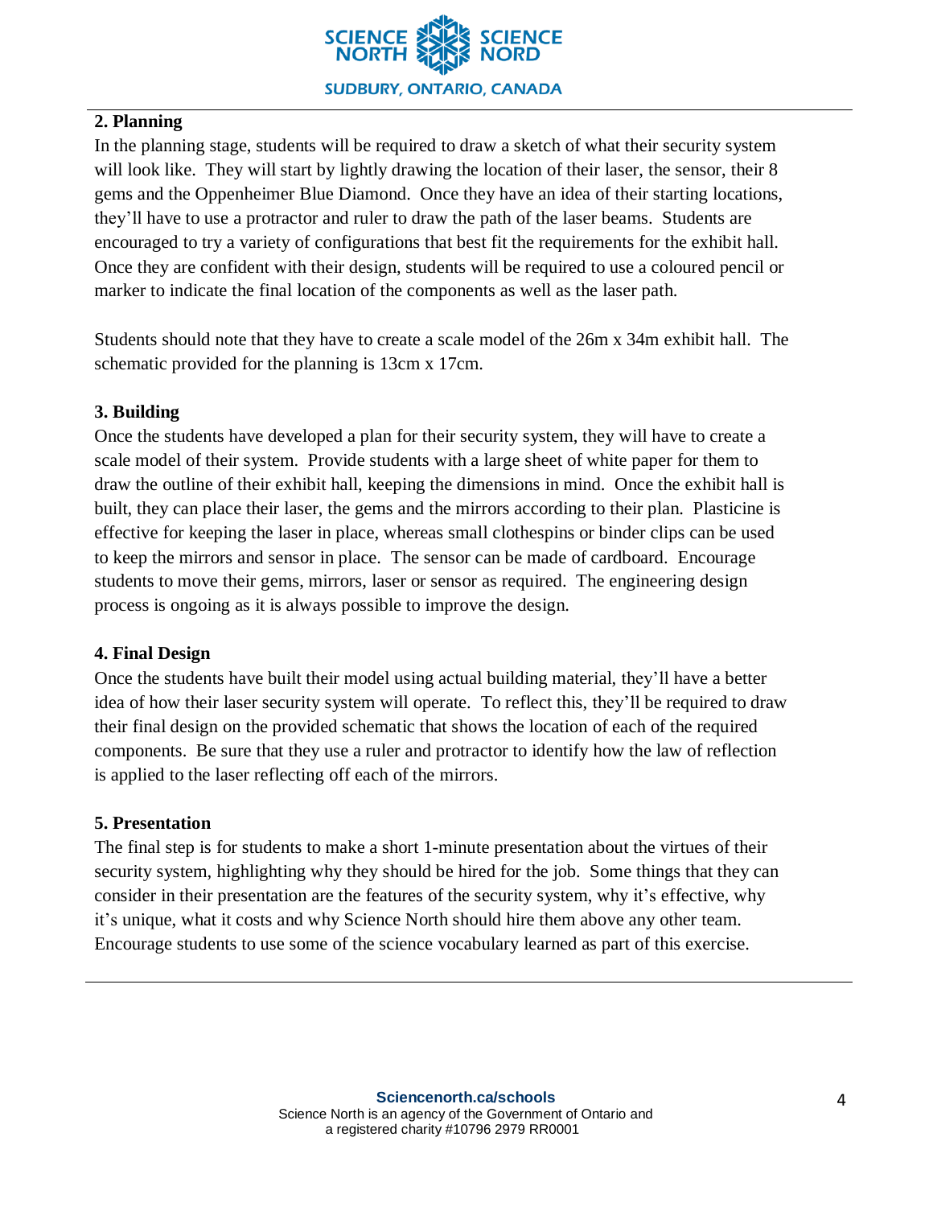## 2. Planning

In the planning stage, students will be required to draw a sketch of what their security system will look like. They will start by lightly drawing the location of their laser, the sensor, their 8 gems and the Oppenheimer Blue Diamond. Once they have an idea of their starting locations, they'll have to use a protractor and ruler to draw the path of the laser beams. Students are encouraged to try a variety of configurations that best fit the requirements for the exhibit hall. Once they are confident with their design, students will be required to use a coloured pencil or marker to indicate the final location of the components as well as the laser path.

Students should note that they have to create a scale model of the 26m x 34m exhibit hall. The schematic provided for the planning is 13cm x 17cm.

## 3. Building

Once the students have developed a plan for their security system, they will have to create a scale model of their system. Provide students with a large sheet of white paper for them to draw the outline of their exhibit hall, keeping the dimensions in mind. Once the exhibit hall is built, they can place their laser, the gems and the mirrors according to their plan. Plasticine is effective for keeping the laser in place, whereas small clothespins or binder clips can be used to keep the mirrors and sensor in place. The sensor can be made of cardboard. Encourage students to move their gems, mirrors, laser or sensor as required. The engineering design process is ongoing as it is always possible to improve the design.

## 4. Final Design

Once the students have built their model using actual building material, they'll have a better idea of how their laser security system will operate. To reflect this, they'll be required to draw their final design on the provided schematic that shows the location of each of the required components. Be sure that they use a ruler and protractor to identify how the law of reflection is applied to the laser reflecting off each of the mirrors.

## 5. Presentation

The final step is for students to make a short 1-minute presentation about the virtues of their security system, highlighting why they should be hired for the job. Some things that they can consider in their presentation are the features of the security system, why it's effective, why it's unique, what it costs and why Science North should hire them above any other team. Encourage students to use some of the science vocabulary learned as part of this exercise.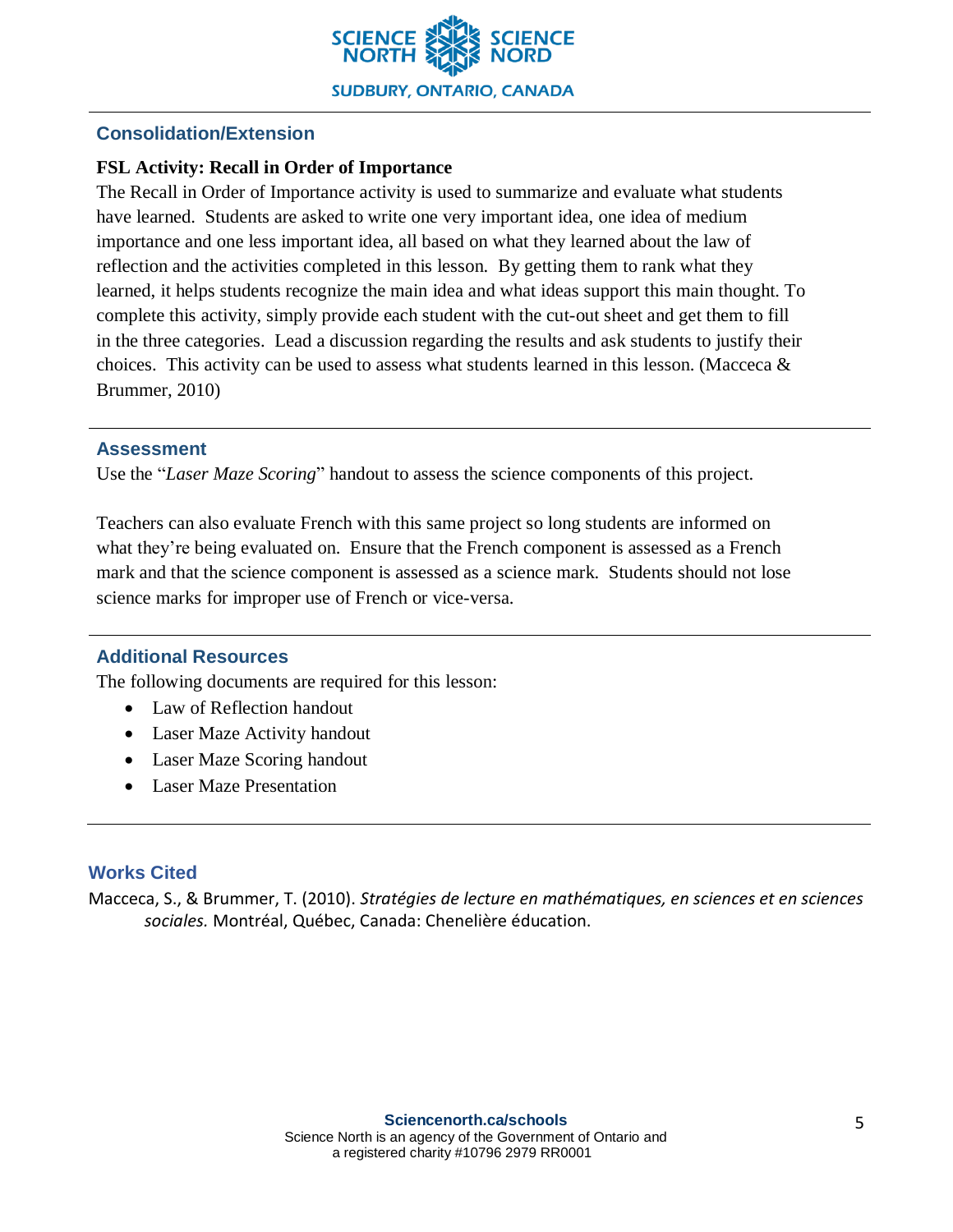## Consolidation/Extension

**FSL Activity: Recall in Order of Importance**

The Recall in Order of Importance activity is used to summarize and evaluate what students have learned. Students are asked to write one very important idea, one idea of medium importance and one less important idea, all based on what they learned about the law of reflection and the activities completed in this lesson. By getting them to rank what they learned, it helps students recognize the main idea and what ideas support this main thought. To complete this activity, simply provide each student with the cut-out sheet and get them to fill in the three categories. Lead a discussion regarding the results and ask students to justify their choices. This activity can be used to assess what students learned in this lesson. (Macceca & Brummer, 2010)

## Assessment

Use the "*Laser Maze Scoring*" handout to assess the science components of this project.

Teachers can also evaluate French with this same project so long students are informed on what they're being evaluated on. Ensure that the French component is assessed as a French mark and that the science component is assessed as a science mark. Students should not lose science marks for improper use of French or vice-versa.

## Additional Resources

The following documents are required for this lesson:

- Law of Reflection handout
- Laser Maze Activity handout
- Laser Maze Scoring handout
- Laser Maze Presentation

## Works Cited

Macceca, S., & Brummer, T. (2010). *Stratégies de lecture en mathématiques, en sciences et en sciences sociales.* Montréal, Québec, Canada: Chenelière éducation.